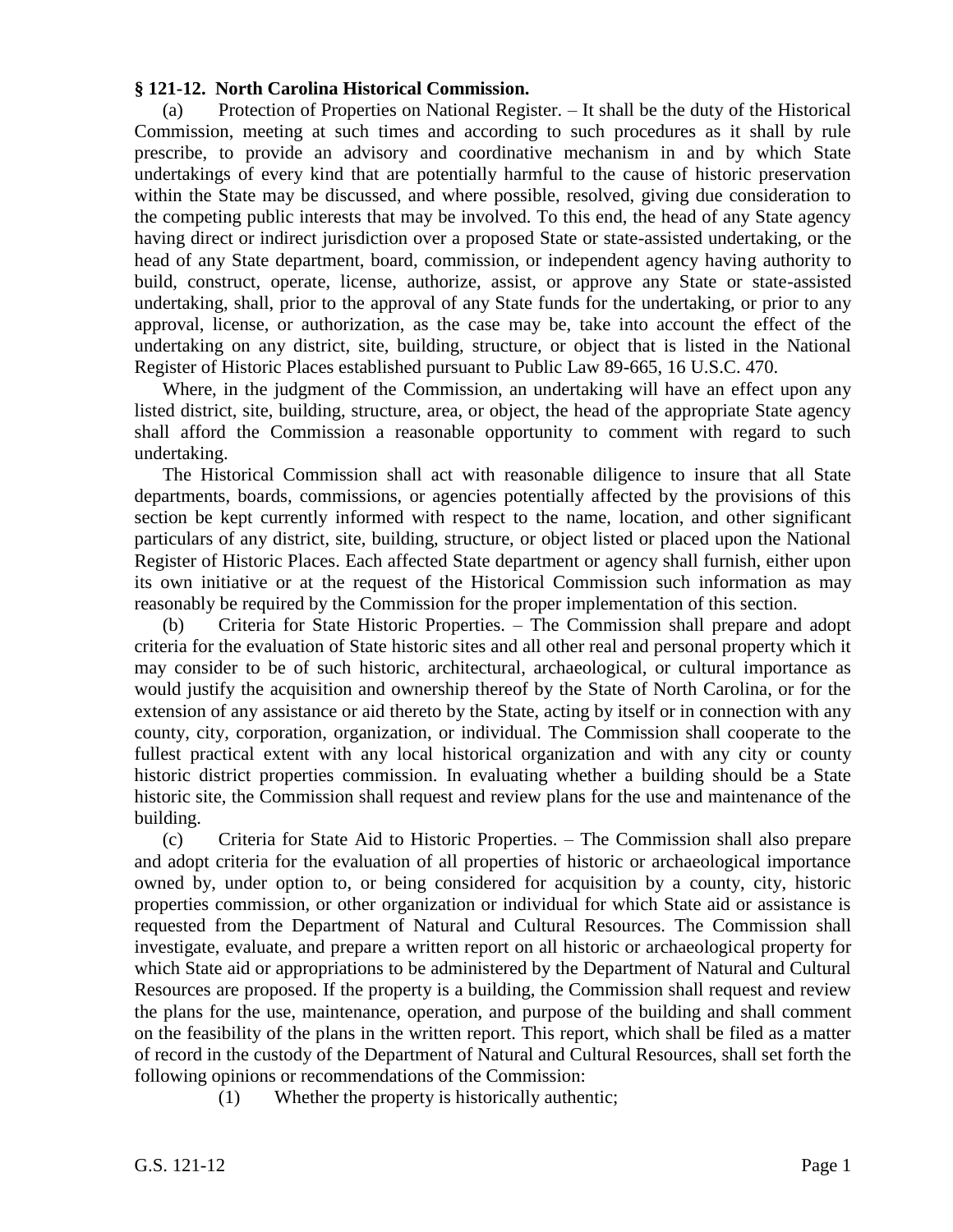**§ 121-12. North Carolina Historical Commission.**

(a) Protection of Properties on National Register. – It shall be the duty of the Historical Commission, meeting at such times and according to such procedures as it shall by rule prescribe, to provide an advisory and coordinative mechanism in and by which State undertakings of every kind that are potentially harmful to the cause of historic preservation within the State may be discussed, and where possible, resolved, giving due consideration to the competing public interests that may be involved. To this end, the head of any State agency having direct or indirect jurisdiction over a proposed State or state-assisted undertaking, or the head of any State department, board, commission, or independent agency having authority to build, construct, operate, license, authorize, assist, or approve any State or state-assisted undertaking, shall, prior to the approval of any State funds for the undertaking, or prior to any approval, license, or authorization, as the case may be, take into account the effect of the undertaking on any district, site, building, structure, or object that is listed in the National Register of Historic Places established pursuant to Public Law 89-665, 16 U.S.C. 470.

Where, in the judgment of the Commission, an undertaking will have an effect upon any listed district, site, building, structure, area, or object, the head of the appropriate State agency shall afford the Commission a reasonable opportunity to comment with regard to such undertaking.

The Historical Commission shall act with reasonable diligence to insure that all State departments, boards, commissions, or agencies potentially affected by the provisions of this section be kept currently informed with respect to the name, location, and other significant particulars of any district, site, building, structure, or object listed or placed upon the National Register of Historic Places. Each affected State department or agency shall furnish, either upon its own initiative or at the request of the Historical Commission such information as may reasonably be required by the Commission for the proper implementation of this section.

(b) Criteria for State Historic Properties. – The Commission shall prepare and adopt criteria for the evaluation of State historic sites and all other real and personal property which it may consider to be of such historic, architectural, archaeological, or cultural importance as would justify the acquisition and ownership thereof by the State of North Carolina, or for the extension of any assistance or aid thereto by the State, acting by itself or in connection with any county, city, corporation, organization, or individual. The Commission shall cooperate to the fullest practical extent with any local historical organization and with any city or county historic district properties commission. In evaluating whether a building should be a State historic site, the Commission shall request and review plans for the use and maintenance of the building.

(c) Criteria for State Aid to Historic Properties. – The Commission shall also prepare and adopt criteria for the evaluation of all properties of historic or archaeological importance owned by, under option to, or being considered for acquisition by a county, city, historic properties commission, or other organization or individual for which State aid or assistance is requested from the Department of Natural and Cultural Resources. The Commission shall investigate, evaluate, and prepare a written report on all historic or archaeological property for which State aid or appropriations to be administered by the Department of Natural and Cultural Resources are proposed. If the property is a building, the Commission shall request and review the plans for the use, maintenance, operation, and purpose of the building and shall comment on the feasibility of the plans in the written report. This report, which shall be filed as a matter of record in the custody of the Department of Natural and Cultural Resources, shall set forth the following opinions or recommendations of the Commission:

(1) Whether the property is historically authentic;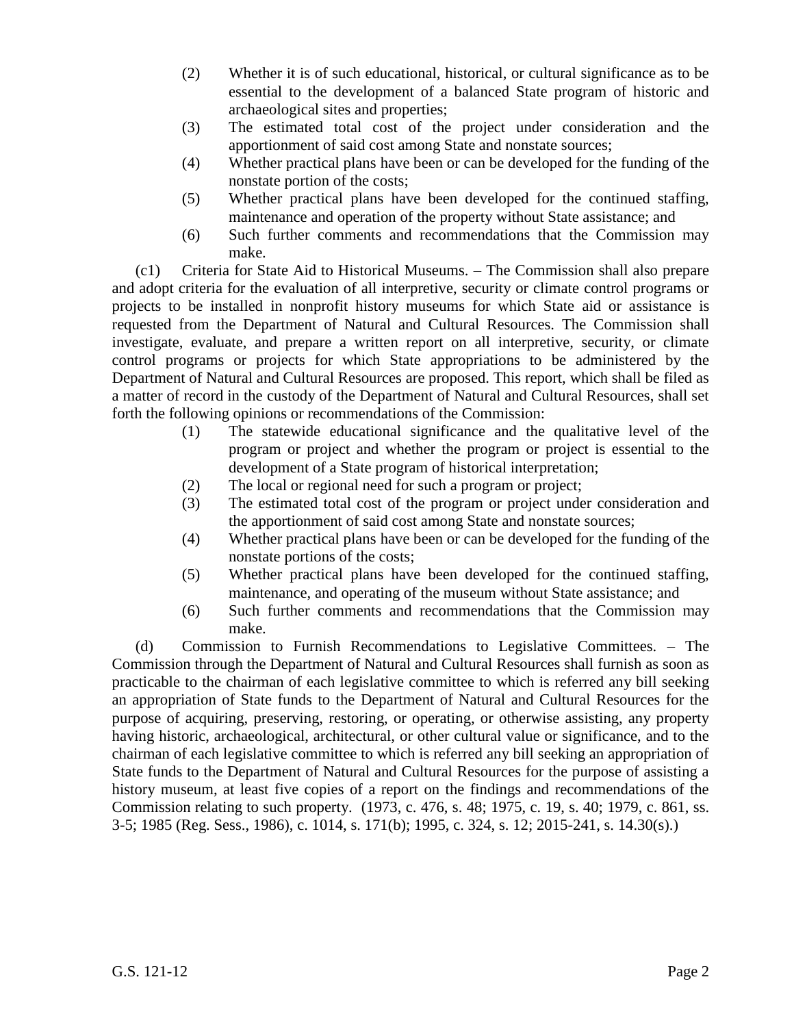(2) Whether it is of such educational, historical, or cultural significance as to be essential to the development of a balanced State program of historic and archaeological sites and properties;

(3) The estimated total cost of the project under consideration and the apportionment of said cost among State and nonstate sources;

(4) Whether practical plans have been or can be developed for the funding of the nonstate portion of the costs;

(5) Whether practical plans have been developed for the continued staffing, maintenance and operation of the property without State assistance; and

(6) Such further comments and recommendations that the Commission may make.

(c1) Criteria for State Aid to Historical Museums. – The Commission shall also prepare and adopt criteria for the evaluation of all interpretive, security or climate control programs or projects to be installed in nonprofit history museums for which State aid or assistance is requested from the Department of Natural and Cultural Resources. The Commission shall investigate, evaluate, and prepare a written report on all interpretive, security, or climate control programs or projects for which State appropriations to be administered by the Department of Natural and Cultural Resources are proposed. This report, which shall be filed as a matter of record in the custody of the Department of Natural and Cultural Resources, shall set forth the following opinions or recommendations of the Commission:

(1) The statewide educational significance and the qualitative level of the program or project and whether the program or project is essential to the development of a State program of historical interpretation;

(2) The local or regional need for such a program or project;

(3) The estimated total cost of the program or project under consideration and the apportionment of said cost among State and nonstate sources;

(4) Whether practical plans have been or can be developed for the funding of the nonstate portions of the costs;

(5) Whether practical plans have been developed for the continued staffing, maintenance, and operating of the museum without State assistance; and

(6) Such further comments and recommendations that the Commission may make.

(d) Commission to Furnish Recommendations to Legislative Committees. – The Commission through the Department of Natural and Cultural Resources shall furnish as soon as practicable to the chairman of each legislative committee to which is referred any bill seeking an appropriation of State funds to the Department of Natural and Cultural Resources for the purpose of acquiring, preserving, restoring, or operating, or otherwise assisting, any property having historic, archaeological, architectural, or other cultural value or significance, and to the chairman of each legislative committee to which is referred any bill seeking an appropriation of State funds to the Department of Natural and Cultural Resources for the purpose of assisting a history museum, at least five copies of a report on the findings and recommendations of the Commission relating to such property. (1973, c. 476, s. 48; 1975, c. 19, s. 40; 1979, c. 861, ss. 3-5; 1985 (Reg. Sess., 1986), c. 1014, s. 171(b); 1995, c. 324, s. 12; 2015-241, s. 14.30(s).)